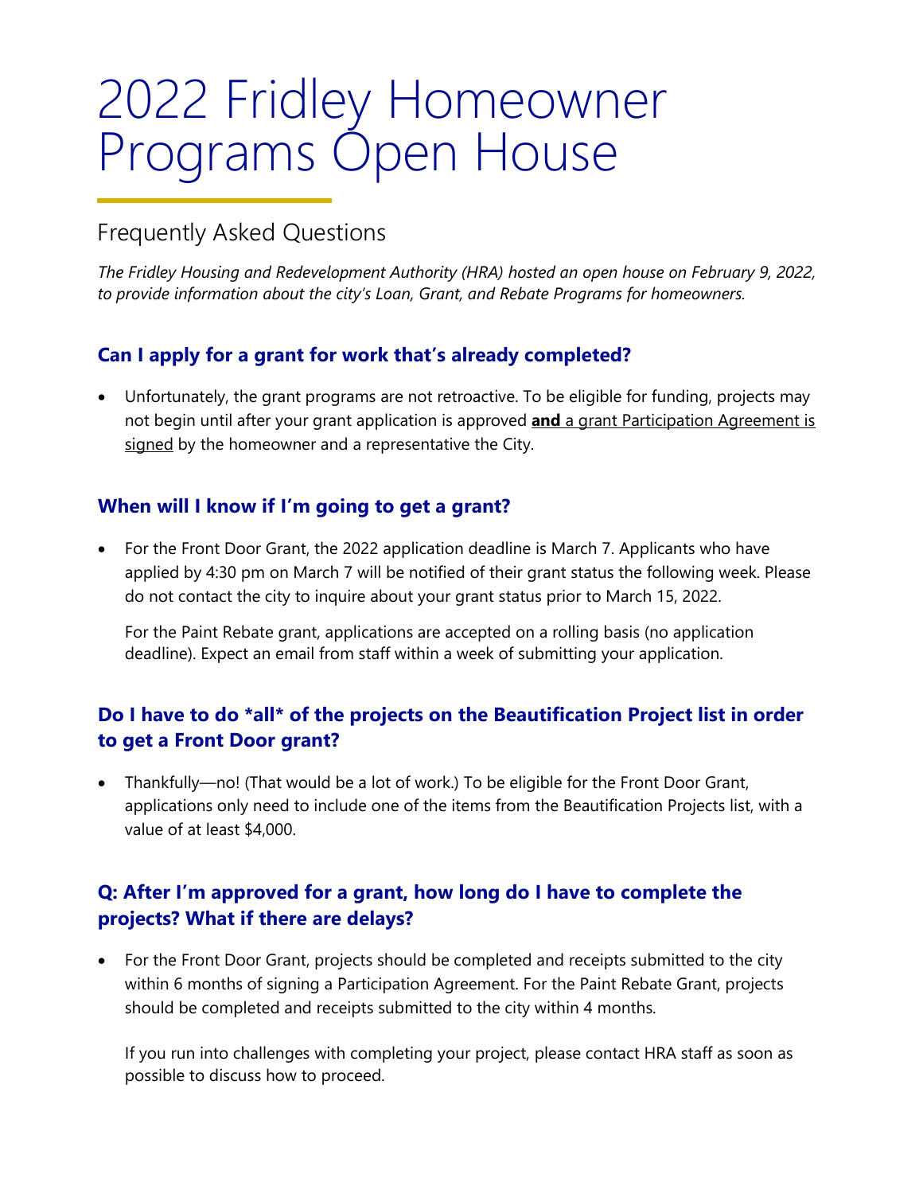# 2022 Fridley Homeowner Programs Open House

## Frequently Asked Questions

*The Fridley Housing and Redevelopment Authority (HRA) hosted an open house on February 9, 2022, to provide information about the city's Loan, Grant, and Rebate Programs for homeowners.*

### Can I apply for a grant for work that's already completed?

- Unfortunately, the grant programs are not retroactive. To be eligible for funding, projects may not begin until after your grant application is approved <u>**and** a grant Participation Agreement is signed</u> by the homeowner and a representative the City.

### When will I know if I'm going to get a grant?

- For the Front Door Grant, the 2022 application deadline is March 7. Applicants who have applied by 4:30 pm on March 7 will be notified of their grant status the following week. Please do not contact the city to inquire about your grant status prior to March 15, 2022.

  For the Paint Rebate grant, applications are accepted on a rolling basis (no application deadline). Expect an email from staff within a week of submitting your application.

### Do I have to do *all* of the projects on the Beautification Project list in order to get a Front Door grant?

- Thankfully—no! (That would be a lot of work.) To be eligible for the Front Door Grant, applications only need to include one of the items from the Beautification Projects list, with a value of at least $4,000.

### Q: After I'm approved for a grant, how long do I have to complete the projects? What if there are delays?

- For the Front Door Grant, projects should be completed and receipts submitted to the city within 6 months of signing a Participation Agreement. For the Paint Rebate Grant, projects should be completed and receipts submitted to the city within 4 months.

  If you run into challenges with completing your project, please contact HRA staff as soon as possible to discuss how to proceed.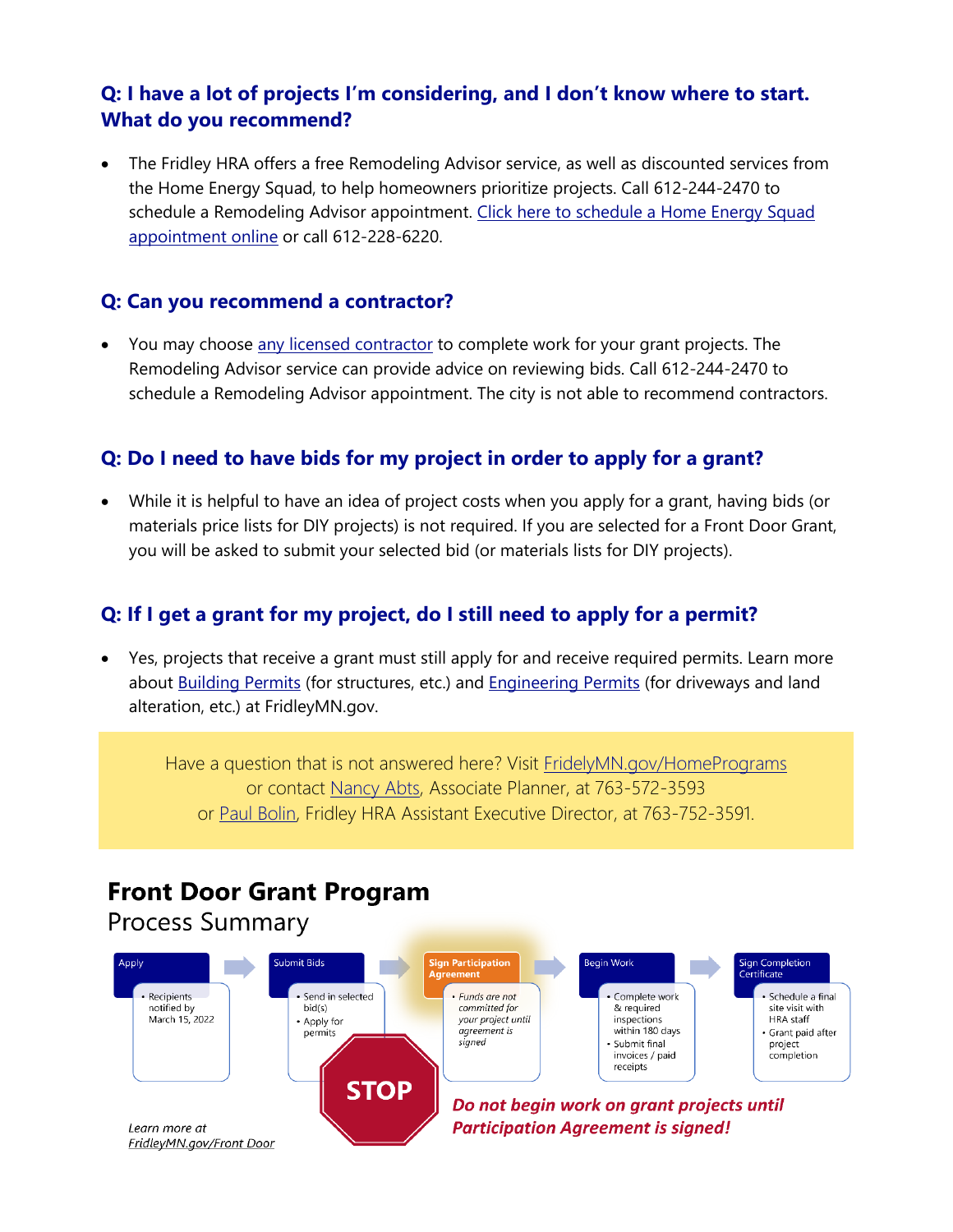### Q: I have a lot of projects I'm considering, and I don't know where to start. What do you recommend?

- The Fridley HRA offers a free Remodeling Advisor service, as well as discounted services from the Home Energy Squad, to help homeowners prioritize projects. Call 612-244-2470 to schedule a Remodeling Advisor appointment. Click here to schedule a Home Energy Squad appointment online or call 612-228-6220.

### Q: Can you recommend a contractor?

- You may choose any licensed contractor to complete work for your grant projects. The Remodeling Advisor service can provide advice on reviewing bids. Call 612-244-2470 to schedule a Remodeling Advisor appointment. The city is not able to recommend contractors.

### Q: Do I need to have bids for my project in order to apply for a grant?

- While it is helpful to have an idea of project costs when you apply for a grant, having bids (or materials price lists for DIY projects) is not required. If you are selected for a Front Door Grant, you will be asked to submit your selected bid (or materials lists for DIY projects).

### Q: If I get a grant for my project, do I still need to apply for a permit?

- Yes, projects that receive a grant must still apply for and receive required permits. Learn more about Building Permits (for structures, etc.) and Engineering Permits (for driveways and land alteration, etc.) at FridleyMN.gov.

Have a question that is not answered here? Visit FridelyMN.gov/HomePrograms or contact Nancy Abts, Associate Planner, at 763-572-3593 or Paul Bolin, Fridley HRA Assistant Executive Director, at 763-752-3591.

## Front Door Grant Program

Process Summary

Apply
- Recipients notified by March 15, 2022

Submit Bids
- Send in selected bid(s)
- Apply for permits

Sign Participation Agreement
- *Funds are not committed for your project until agreement is signed*

Begin Work
- Complete work & required inspections within 180 days
- Submit final invoices / paid receipts

Sign Completion Certificate
- Schedule a final site visit with HRA staff
- Grant paid after project completion

STOP

***Do not begin work on grant projects until Participation Agreement is signed!***

*Learn more at FridleyMN.gov/Front Door*